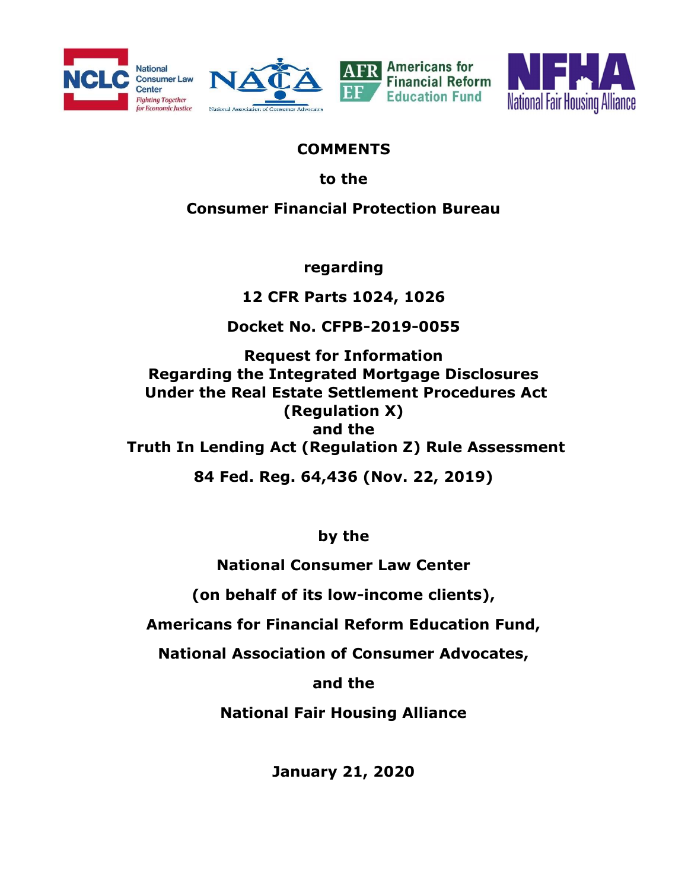**COMMENTS**

**to the**

**Consumer Financial Protection Bureau**

**regarding**

**12 CFR Parts 1024, 1026**

**Docket No. CFPB-2019-0055**

**Request for Information**
**Regarding the Integrated Mortgage Disclosures**
**Under the Real Estate Settlement Procedures Act**
**(Regulation X)**
**and the**
**Truth In Lending Act (Regulation Z) Rule Assessment**

**84 Fed. Reg. 64,436 (Nov. 22, 2019)**

**by the**

**National Consumer Law Center**

**(on behalf of its low-income clients),**

**Americans for Financial Reform Education Fund,**

**National Association of Consumer Advocates,**

**and the**

**National Fair Housing Alliance**

**January 21, 2020**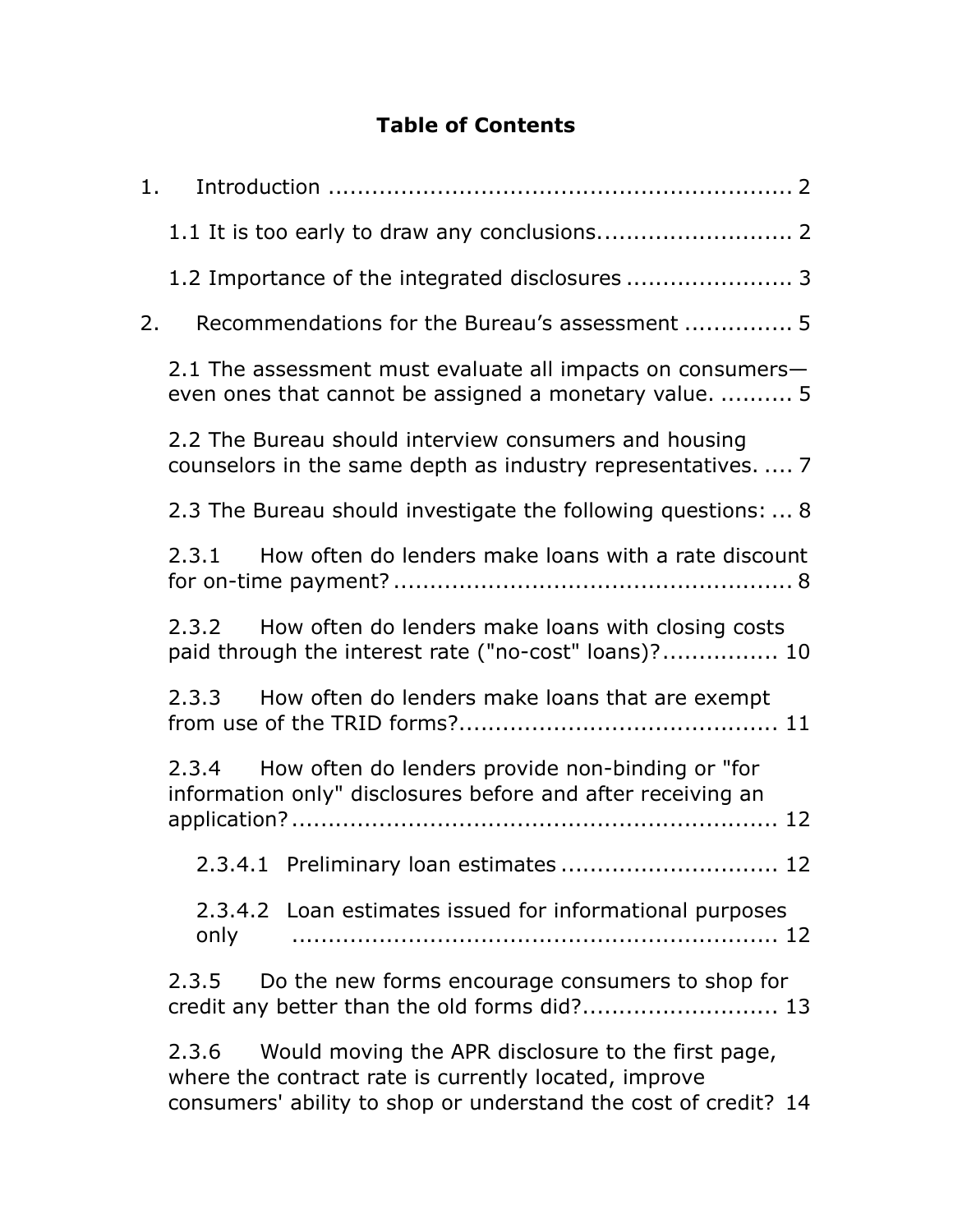# Table of Contents

1. Introduction ............................................................... 2

    1.1 It is too early to draw any conclusions.......................... 2

    1.2 Importance of the integrated disclosures ...................... 3

2. Recommendations for the Bureau's assessment .............. 5

    2.1 The assessment must evaluate all impacts on consumers—even ones that cannot be assigned a monetary value. .......... 5

    2.2 The Bureau should interview consumers and housing counselors in the same depth as industry representatives. .... 7

    2.3 The Bureau should investigate the following questions: ... 8

    2.3.1 How often do lenders make loans with a rate discount for on-time payment?...................................................... 8

    2.3.2 How often do lenders make loans with closing costs paid through the interest rate ("no-cost" loans)?................ 10

    2.3.3 How often do lenders make loans that are exempt from use of the TRID forms?........................................... 11

    2.3.4 How often do lenders provide non-binding or "for information only" disclosures before and after receiving an application?.................................................................. 12

        2.3.4.1 Preliminary loan estimates ............................. 12

        2.3.4.2 Loan estimates issued for informational purposes only .................................................................. 12

    2.3.5 Do the new forms encourage consumers to shop for credit any better than the old forms did?.......................... 13

    2.3.6 Would moving the APR disclosure to the first page, where the contract rate is currently located, improve consumers' ability to shop or understand the cost of credit? 14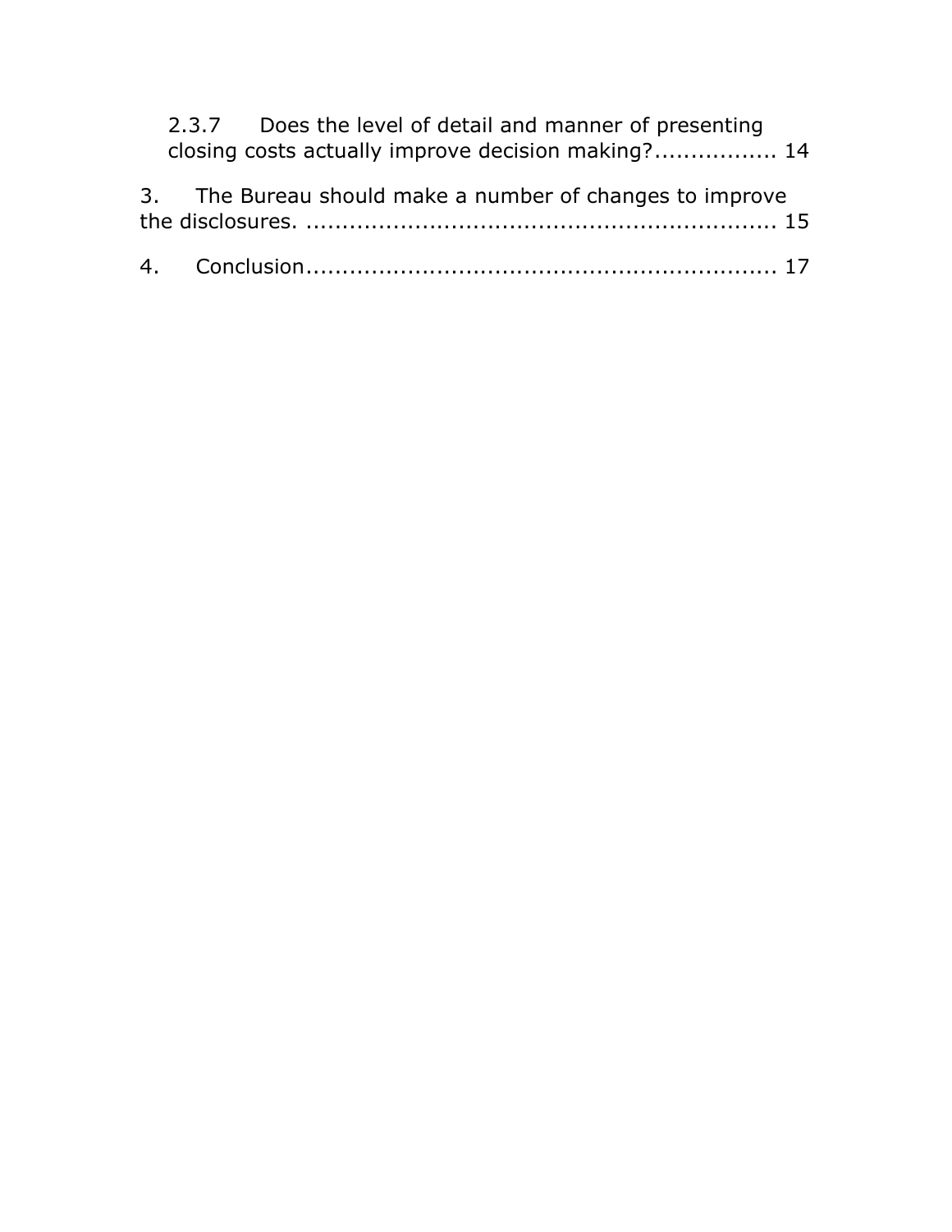2.3.7 Does the level of detail and manner of presenting closing costs actually improve decision making?................. 14

3. The Bureau should make a number of changes to improve the disclosures. ................................................................. 15

4. Conclusion................................................................. 17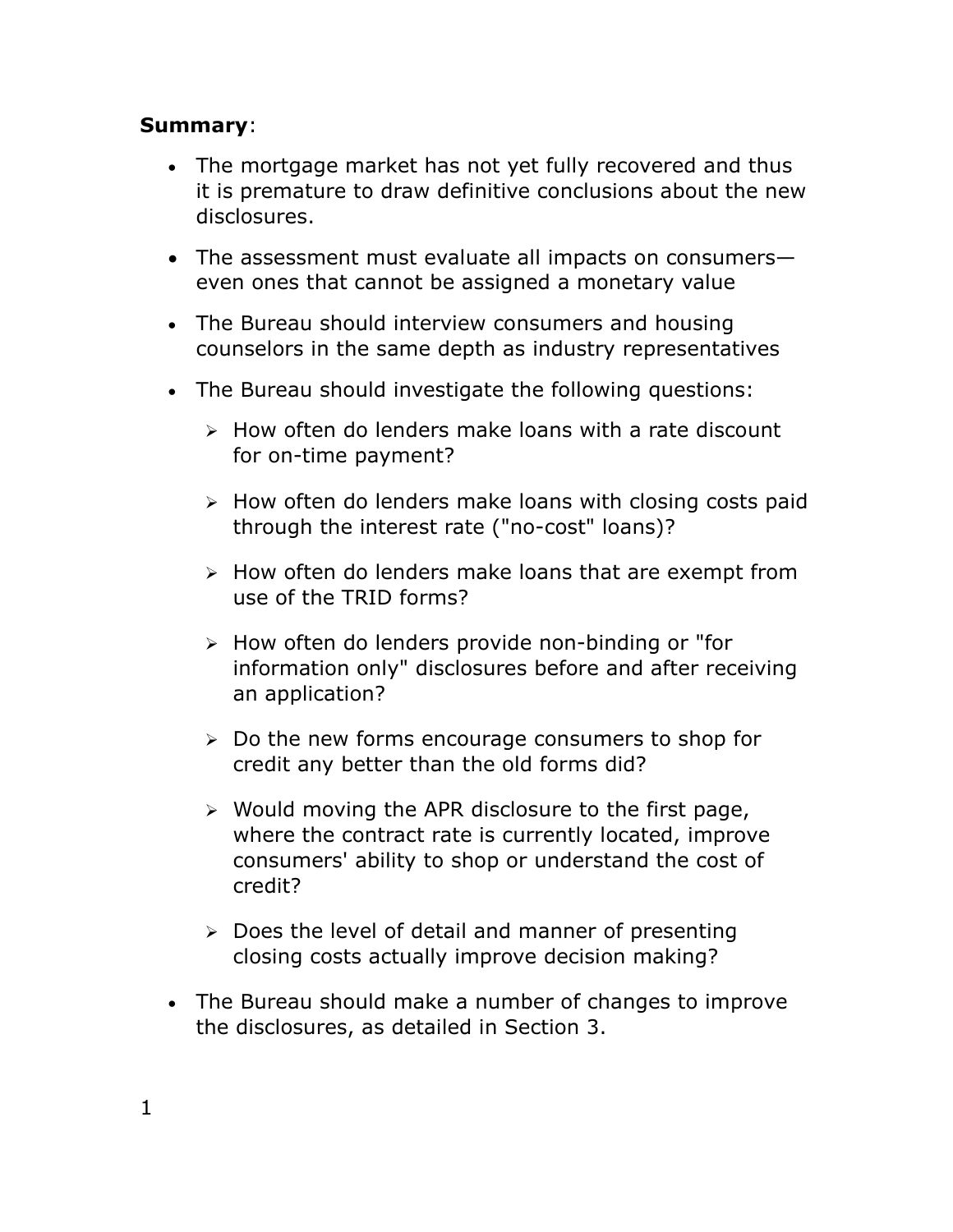**Summary**:

- The mortgage market has not yet fully recovered and thus it is premature to draw definitive conclusions about the new disclosures.
- The assessment must evaluate all impacts on consumers—even ones that cannot be assigned a monetary value
- The Bureau should interview consumers and housing counselors in the same depth as industry representatives
- The Bureau should investigate the following questions:
  - How often do lenders make loans with a rate discount for on-time payment?
  - How often do lenders make loans with closing costs paid through the interest rate ("no-cost" loans)?
  - How often do lenders make loans that are exempt from use of the TRID forms?
  - How often do lenders provide non-binding or "for information only" disclosures before and after receiving an application?
  - Do the new forms encourage consumers to shop for credit any better than the old forms did?
  - Would moving the APR disclosure to the first page, where the contract rate is currently located, improve consumers' ability to shop or understand the cost of credit?
  - Does the level of detail and manner of presenting closing costs actually improve decision making?
- The Bureau should make a number of changes to improve the disclosures, as detailed in Section 3.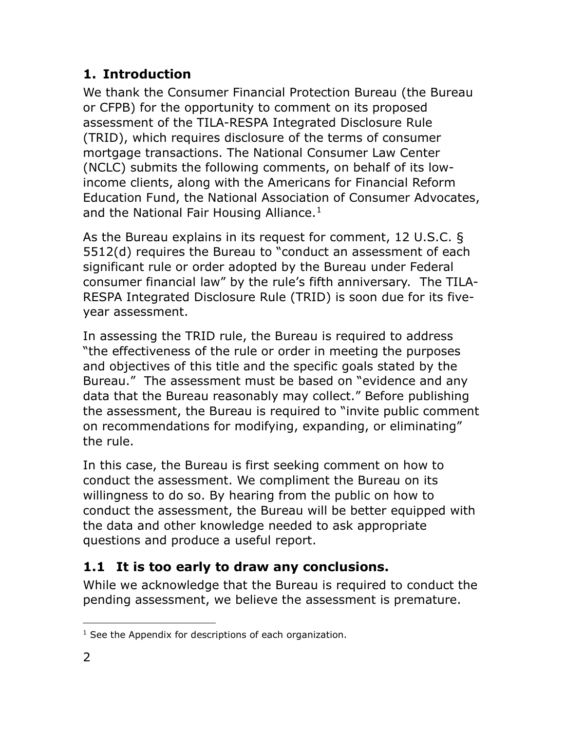## 1. Introduction

We thank the Consumer Financial Protection Bureau (the Bureau or CFPB) for the opportunity to comment on its proposed assessment of the TILA-RESPA Integrated Disclosure Rule (TRID), which requires disclosure of the terms of consumer mortgage transactions. The National Consumer Law Center (NCLC) submits the following comments, on behalf of its low-income clients, along with the Americans for Financial Reform Education Fund, the National Association of Consumer Advocates, and the National Fair Housing Alliance.[1]

As the Bureau explains in its request for comment, 12 U.S.C. § 5512(d) requires the Bureau to "conduct an assessment of each significant rule or order adopted by the Bureau under Federal consumer financial law" by the rule's fifth anniversary. The TILA-RESPA Integrated Disclosure Rule (TRID) is soon due for its five-year assessment.

In assessing the TRID rule, the Bureau is required to address "the effectiveness of the rule or order in meeting the purposes and objectives of this title and the specific goals stated by the Bureau." The assessment must be based on "evidence and any data that the Bureau reasonably may collect." Before publishing the assessment, the Bureau is required to "invite public comment on recommendations for modifying, expanding, or eliminating" the rule.

In this case, the Bureau is first seeking comment on how to conduct the assessment. We compliment the Bureau on its willingness to do so. By hearing from the public on how to conduct the assessment, the Bureau will be better equipped with the data and other knowledge needed to ask appropriate questions and produce a useful report.

### 1.1 It is too early to draw any conclusions.

While we acknowledge that the Bureau is required to conduct the pending assessment, we believe the assessment is premature.

[1] See the Appendix for descriptions of each organization.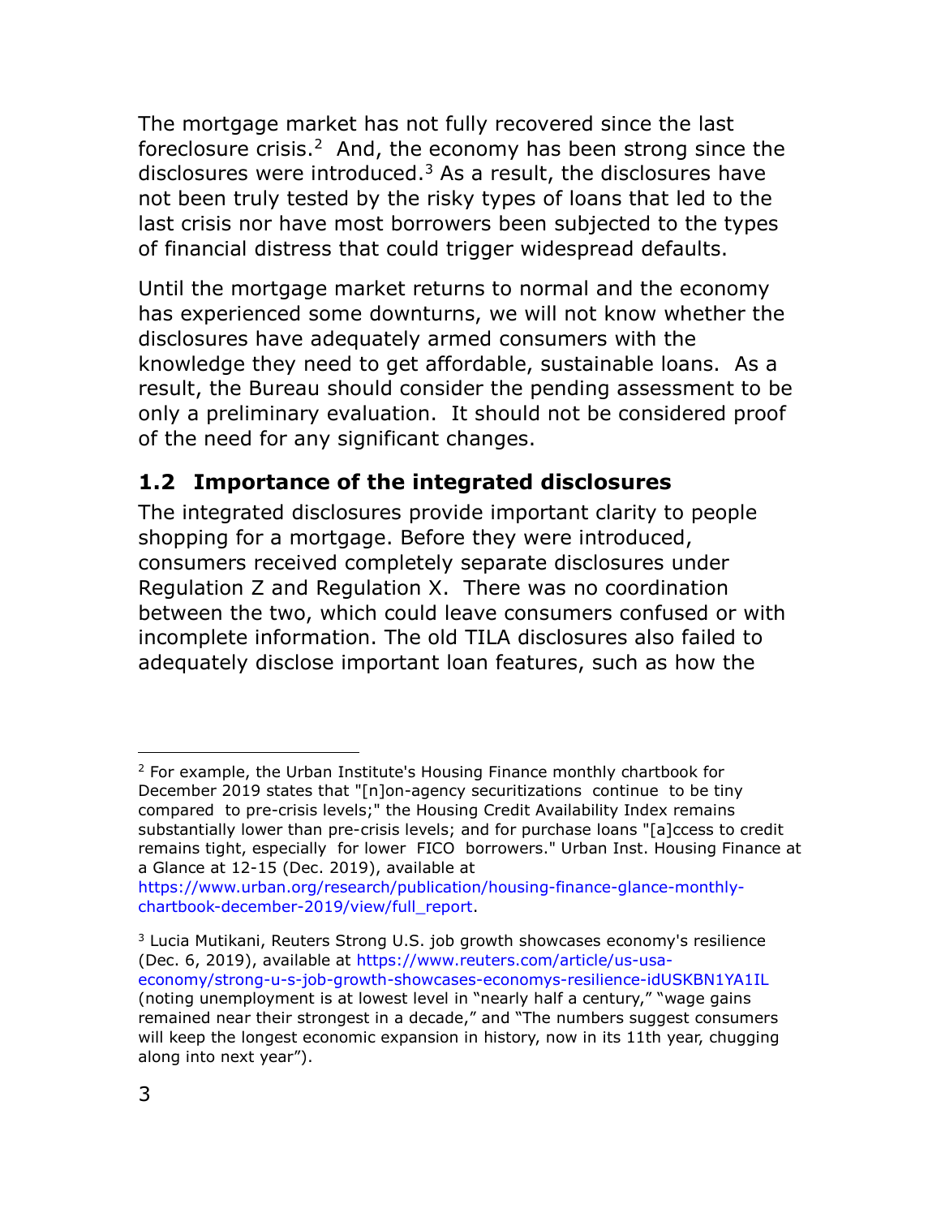The mortgage market has not fully recovered since the last foreclosure crisis.[2] And, the economy has been strong since the disclosures were introduced.[3] As a result, the disclosures have not been truly tested by the risky types of loans that led to the last crisis nor have most borrowers been subjected to the types of financial distress that could trigger widespread defaults.

Until the mortgage market returns to normal and the economy has experienced some downturns, we will not know whether the disclosures have adequately armed consumers with the knowledge they need to get affordable, sustainable loans. As a result, the Bureau should consider the pending assessment to be only a preliminary evaluation. It should not be considered proof of the need for any significant changes.

## 1.2 Importance of the integrated disclosures

The integrated disclosures provide important clarity to people shopping for a mortgage. Before they were introduced, consumers received completely separate disclosures under Regulation Z and Regulation X. There was no coordination between the two, which could leave consumers confused or with incomplete information. The old TILA disclosures also failed to adequately disclose important loan features, such as how the

---

[2] For example, the Urban Institute's Housing Finance monthly chartbook for December 2019 states that "[n]on-agency securitizations continue to be tiny compared to pre-crisis levels;" the Housing Credit Availability Index remains substantially lower than pre-crisis levels; and for purchase loans "[a]ccess to credit remains tight, especially for lower FICO borrowers." Urban Inst. Housing Finance at a Glance at 12-15 (Dec. 2019), available at https://www.urban.org/research/publication/housing-finance-glance-monthly-chartbook-december-2019/view/full_report.

[3] Lucia Mutikani, Reuters Strong U.S. job growth showcases economy's resilience (Dec. 6, 2019), available at https://www.reuters.com/article/us-usa-economy/strong-u-s-job-growth-showcases-economys-resilience-idUSKBN1YA1IL (noting unemployment is at lowest level in "nearly half a century," "wage gains remained near their strongest in a decade," and "The numbers suggest consumers will keep the longest economic expansion in history, now in its 11th year, chugging along into next year").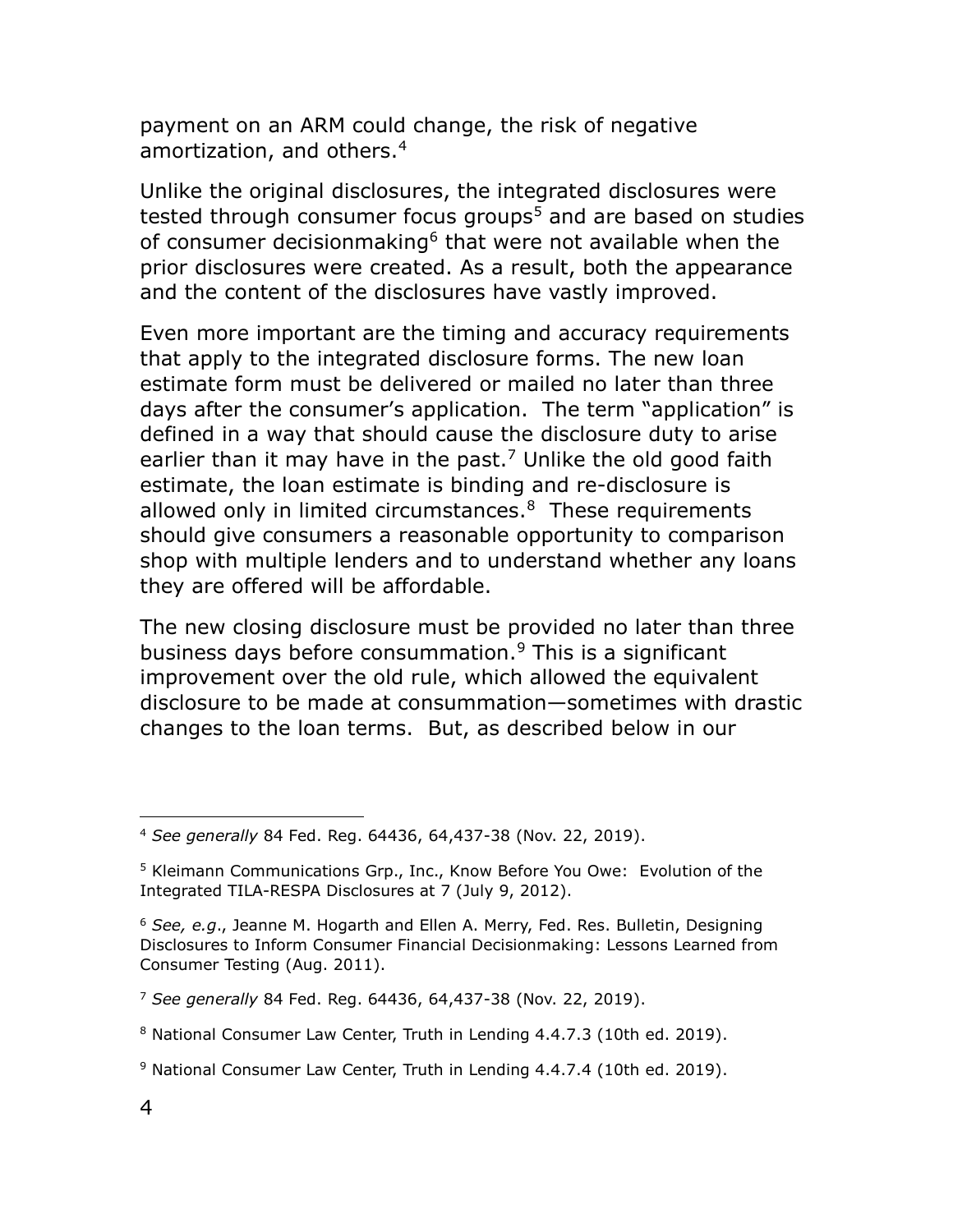payment on an ARM could change, the risk of negative amortization, and others.[4]

Unlike the original disclosures, the integrated disclosures were tested through consumer focus groups[5] and are based on studies of consumer decisionmaking[6] that were not available when the prior disclosures were created. As a result, both the appearance and the content of the disclosures have vastly improved.

Even more important are the timing and accuracy requirements that apply to the integrated disclosure forms. The new loan estimate form must be delivered or mailed no later than three days after the consumer's application. The term "application" is defined in a way that should cause the disclosure duty to arise earlier than it may have in the past.[7] Unlike the old good faith estimate, the loan estimate is binding and re-disclosure is allowed only in limited circumstances.[8] These requirements should give consumers a reasonable opportunity to comparison shop with multiple lenders and to understand whether any loans they are offered will be affordable.

The new closing disclosure must be provided no later than three business days before consummation.[9] This is a significant improvement over the old rule, which allowed the equivalent disclosure to be made at consummation—sometimes with drastic changes to the loan terms. But, as described below in our

---

[4] *See generally* 84 Fed. Reg. 64436, 64,437-38 (Nov. 22, 2019).

[5] Kleimann Communications Grp., Inc., Know Before You Owe: Evolution of the Integrated TILA-RESPA Disclosures at 7 (July 9, 2012).

[6] *See, e.g*., Jeanne M. Hogarth and Ellen A. Merry, Fed. Res. Bulletin, Designing Disclosures to Inform Consumer Financial Decisionmaking: Lessons Learned from Consumer Testing (Aug. 2011).

[7] *See generally* 84 Fed. Reg. 64436, 64,437-38 (Nov. 22, 2019).

[8] National Consumer Law Center, Truth in Lending 4.4.7.3 (10th ed. 2019).

[9] National Consumer Law Center, Truth in Lending 4.4.7.4 (10th ed. 2019).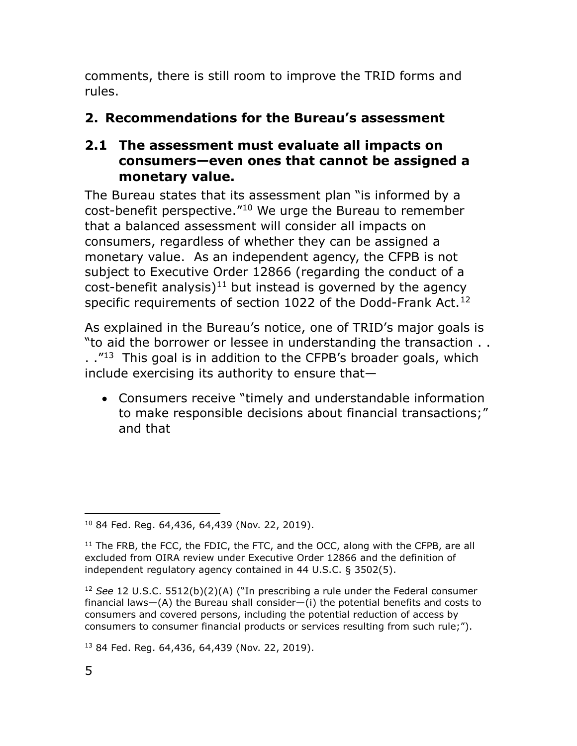comments, there is still room to improve the TRID forms and rules.

## 2. Recommendations for the Bureau's assessment

### 2.1 The assessment must evaluate all impacts on consumers—even ones that cannot be assigned a monetary value.

The Bureau states that its assessment plan "is informed by a cost-benefit perspective."[10] We urge the Bureau to remember that a balanced assessment will consider all impacts on consumers, regardless of whether they can be assigned a monetary value. As an independent agency, the CFPB is not subject to Executive Order 12866 (regarding the conduct of a cost-benefit analysis)[11] but instead is governed by the agency specific requirements of section 1022 of the Dodd-Frank Act.[12]

As explained in the Bureau's notice, one of TRID's major goals is "to aid the borrower or lessee in understanding the transaction . . . ."[13] This goal is in addition to the CFPB's broader goals, which include exercising its authority to ensure that—

- Consumers receive "timely and understandable information to make responsible decisions about financial transactions;" and that

---

[10] 84 Fed. Reg. 64,436, 64,439 (Nov. 22, 2019).

[11] The FRB, the FCC, the FDIC, the FTC, and the OCC, along with the CFPB, are all excluded from OIRA review under Executive Order 12866 and the definition of independent regulatory agency contained in 44 U.S.C. § 3502(5).

[12] *See* 12 U.S.C. 5512(b)(2)(A) ("In prescribing a rule under the Federal consumer financial laws—(A) the Bureau shall consider—(i) the potential benefits and costs to consumers and covered persons, including the potential reduction of access by consumers to consumer financial products or services resulting from such rule;").

[13] 84 Fed. Reg. 64,436, 64,439 (Nov. 22, 2019).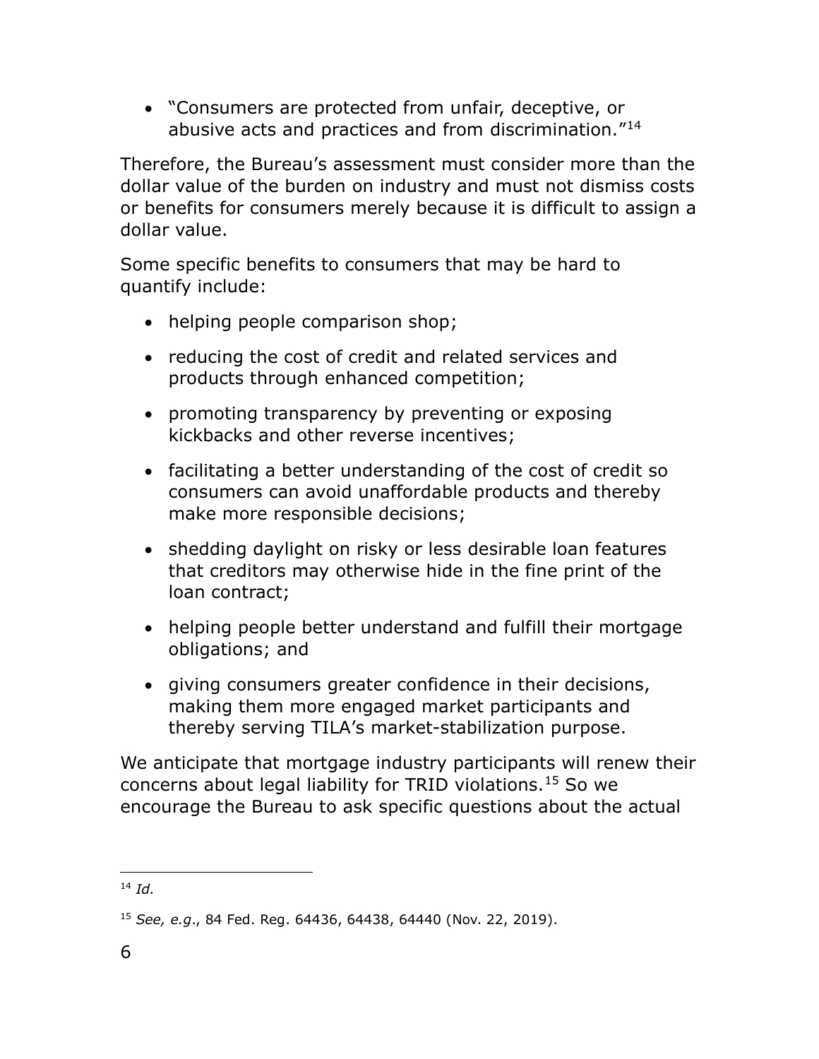- "Consumers are protected from unfair, deceptive, or abusive acts and practices and from discrimination."[14]

Therefore, the Bureau's assessment must consider more than the dollar value of the burden on industry and must not dismiss costs or benefits for consumers merely because it is difficult to assign a dollar value.

Some specific benefits to consumers that may be hard to quantify include:

- helping people comparison shop;
- reducing the cost of credit and related services and products through enhanced competition;
- promoting transparency by preventing or exposing kickbacks and other reverse incentives;
- facilitating a better understanding of the cost of credit so consumers can avoid unaffordable products and thereby make more responsible decisions;
- shedding daylight on risky or less desirable loan features that creditors may otherwise hide in the fine print of the loan contract;
- helping people better understand and fulfill their mortgage obligations; and
- giving consumers greater confidence in their decisions, making them more engaged market participants and thereby serving TILA's market-stabilization purpose.

We anticipate that mortgage industry participants will renew their concerns about legal liability for TRID violations.[15] So we encourage the Bureau to ask specific questions about the actual

---

[14] *Id.*

[15] *See, e.g.*, 84 Fed. Reg. 64436, 64438, 64440 (Nov. 22, 2019).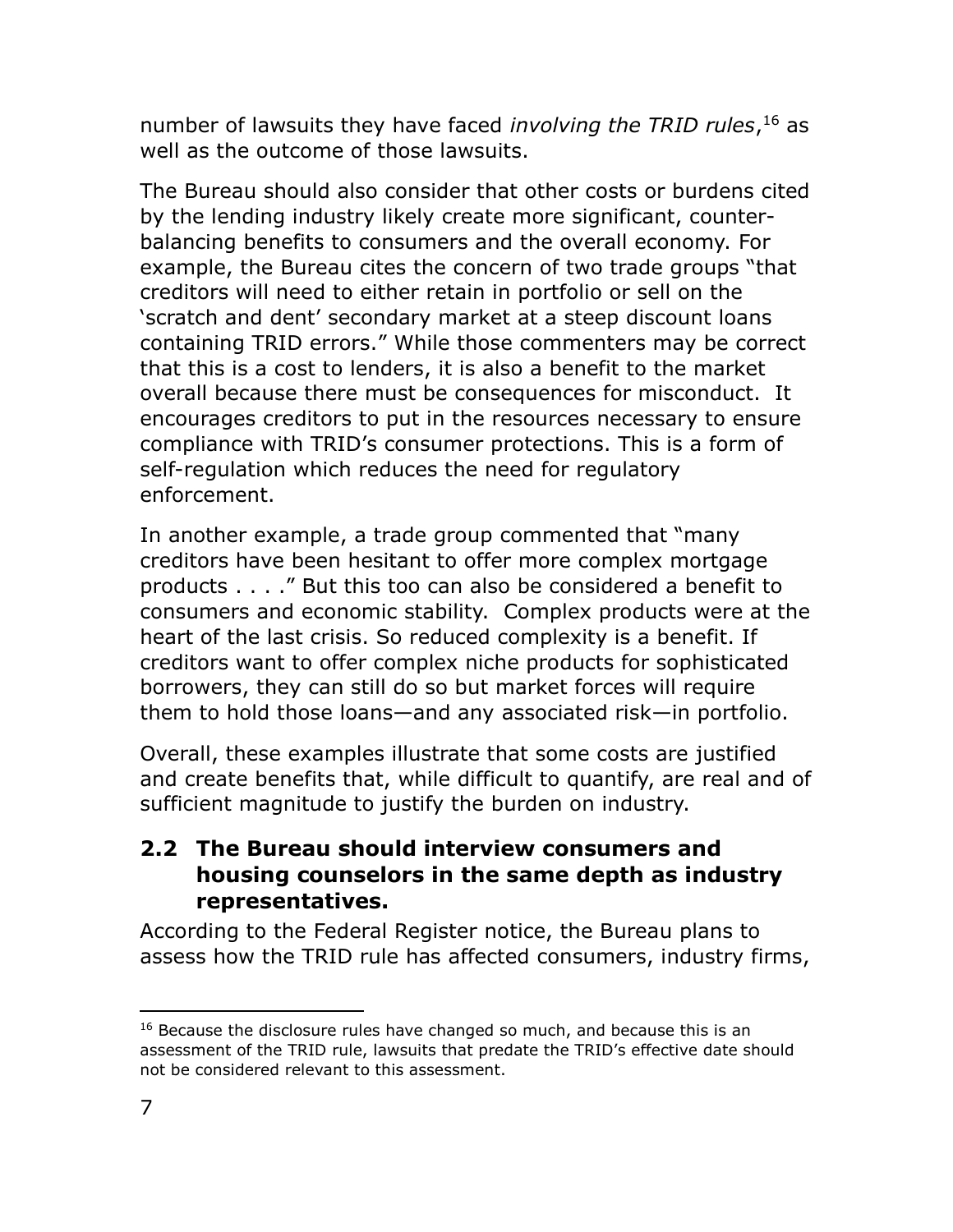number of lawsuits they have faced *involving the TRID rules*,[16] as well as the outcome of those lawsuits.

The Bureau should also consider that other costs or burdens cited by the lending industry likely create more significant, counter-balancing benefits to consumers and the overall economy. For example, the Bureau cites the concern of two trade groups "that creditors will need to either retain in portfolio or sell on the 'scratch and dent' secondary market at a steep discount loans containing TRID errors." While those commenters may be correct that this is a cost to lenders, it is also a benefit to the market overall because there must be consequences for misconduct. It encourages creditors to put in the resources necessary to ensure compliance with TRID's consumer protections. This is a form of self-regulation which reduces the need for regulatory enforcement.

In another example, a trade group commented that "many creditors have been hesitant to offer more complex mortgage products . . . ." But this too can also be considered a benefit to consumers and economic stability. Complex products were at the heart of the last crisis. So reduced complexity is a benefit. If creditors want to offer complex niche products for sophisticated borrowers, they can still do so but market forces will require them to hold those loans—and any associated risk—in portfolio.

Overall, these examples illustrate that some costs are justified and create benefits that, while difficult to quantify, are real and of sufficient magnitude to justify the burden on industry.

### 2.2 The Bureau should interview consumers and housing counselors in the same depth as industry representatives.

According to the Federal Register notice, the Bureau plans to assess how the TRID rule has affected consumers, industry firms,

[16] Because the disclosure rules have changed so much, and because this is an assessment of the TRID rule, lawsuits that predate the TRID's effective date should not be considered relevant to this assessment.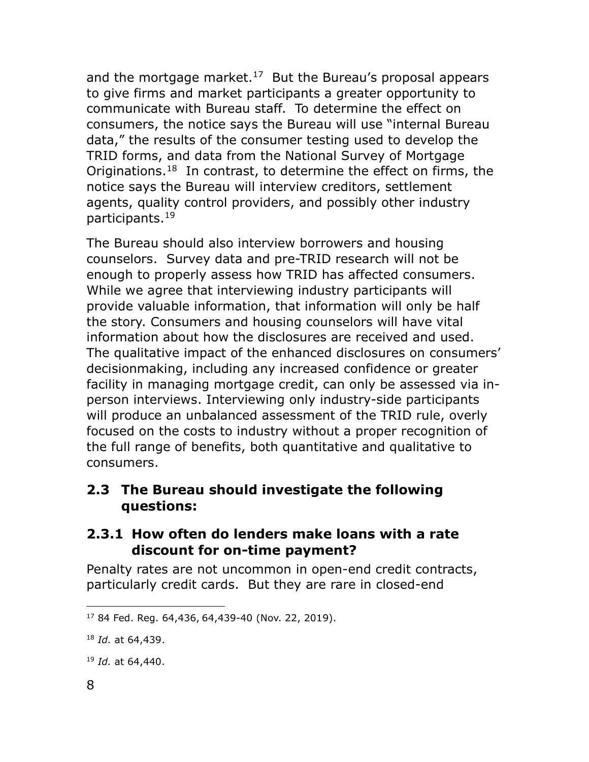and the mortgage market.[17] But the Bureau's proposal appears to give firms and market participants a greater opportunity to communicate with Bureau staff. To determine the effect on consumers, the notice says the Bureau will use "internal Bureau data," the results of the consumer testing used to develop the TRID forms, and data from the National Survey of Mortgage Originations.[18] In contrast, to determine the effect on firms, the notice says the Bureau will interview creditors, settlement agents, quality control providers, and possibly other industry participants.[19]

The Bureau should also interview borrowers and housing counselors. Survey data and pre-TRID research will not be enough to properly assess how TRID has affected consumers. While we agree that interviewing industry participants will provide valuable information, that information will only be half the story. Consumers and housing counselors will have vital information about how the disclosures are received and used. The qualitative impact of the enhanced disclosures on consumers' decisionmaking, including any increased confidence or greater facility in managing mortgage credit, can only be assessed via in-person interviews. Interviewing only industry-side participants will produce an unbalanced assessment of the TRID rule, overly focused on the costs to industry without a proper recognition of the full range of benefits, both quantitative and qualitative to consumers.

## 2.3 The Bureau should investigate the following questions:

### 2.3.1 How often do lenders make loans with a rate discount for on-time payment?

Penalty rates are not uncommon in open-end credit contracts, particularly credit cards. But they are rare in closed-end

---

[17] 84 Fed. Reg. 64,436, 64,439-40 (Nov. 22, 2019).

[18] *Id.* at 64,439.

[19] *Id.* at 64,440.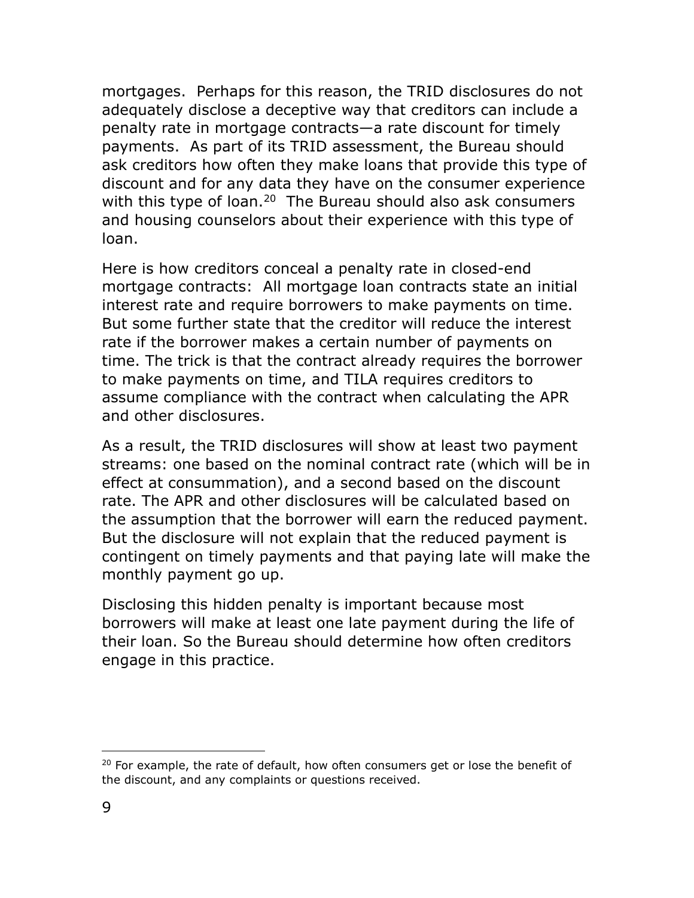mortgages. Perhaps for this reason, the TRID disclosures do not adequately disclose a deceptive way that creditors can include a penalty rate in mortgage contracts—a rate discount for timely payments. As part of its TRID assessment, the Bureau should ask creditors how often they make loans that provide this type of discount and for any data they have on the consumer experience with this type of loan.[20] The Bureau should also ask consumers and housing counselors about their experience with this type of loan.

Here is how creditors conceal a penalty rate in closed-end mortgage contracts: All mortgage loan contracts state an initial interest rate and require borrowers to make payments on time. But some further state that the creditor will reduce the interest rate if the borrower makes a certain number of payments on time. The trick is that the contract already requires the borrower to make payments on time, and TILA requires creditors to assume compliance with the contract when calculating the APR and other disclosures.

As a result, the TRID disclosures will show at least two payment streams: one based on the nominal contract rate (which will be in effect at consummation), and a second based on the discount rate. The APR and other disclosures will be calculated based on the assumption that the borrower will earn the reduced payment. But the disclosure will not explain that the reduced payment is contingent on timely payments and that paying late will make the monthly payment go up.

Disclosing this hidden penalty is important because most borrowers will make at least one late payment during the life of their loan. So the Bureau should determine how often creditors engage in this practice.

---

[20] For example, the rate of default, how often consumers get or lose the benefit of the discount, and any complaints or questions received.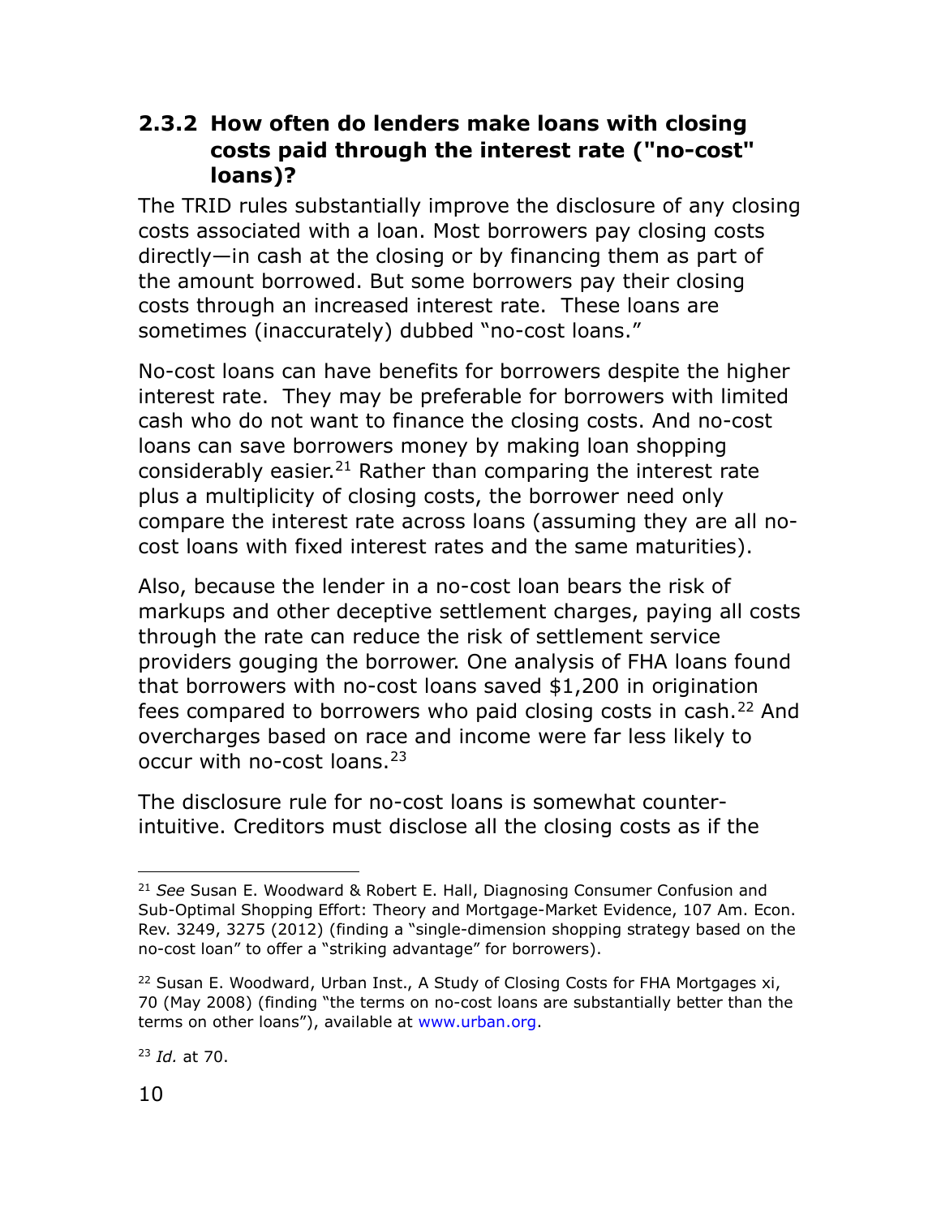### 2.3.2 How often do lenders make loans with closing costs paid through the interest rate ("no-cost" loans)?

The TRID rules substantially improve the disclosure of any closing costs associated with a loan. Most borrowers pay closing costs directly—in cash at the closing or by financing them as part of the amount borrowed. But some borrowers pay their closing costs through an increased interest rate. These loans are sometimes (inaccurately) dubbed "no-cost loans."

No-cost loans can have benefits for borrowers despite the higher interest rate. They may be preferable for borrowers with limited cash who do not want to finance the closing costs. And no-cost loans can save borrowers money by making loan shopping considerably easier.[21] Rather than comparing the interest rate plus a multiplicity of closing costs, the borrower need only compare the interest rate across loans (assuming they are all no-cost loans with fixed interest rates and the same maturities).

Also, because the lender in a no-cost loan bears the risk of markups and other deceptive settlement charges, paying all costs through the rate can reduce the risk of settlement service providers gouging the borrower. One analysis of FHA loans found that borrowers with no-cost loans saved $1,200 in origination fees compared to borrowers who paid closing costs in cash.[22] And overcharges based on race and income were far less likely to occur with no-cost loans.[23]

The disclosure rule for no-cost loans is somewhat counter-intuitive. Creditors must disclose all the closing costs as if the

---

[21] *See* Susan E. Woodward & Robert E. Hall, Diagnosing Consumer Confusion and Sub-Optimal Shopping Effort: Theory and Mortgage-Market Evidence, 107 Am. Econ. Rev. 3249, 3275 (2012) (finding a "single-dimension shopping strategy based on the no-cost loan" to offer a "striking advantage" for borrowers).

[22] Susan E. Woodward, Urban Inst., A Study of Closing Costs for FHA Mortgages xi, 70 (May 2008) (finding "the terms on no-cost loans are substantially better than the terms on other loans"), available at www.urban.org.

[23] *Id.* at 70.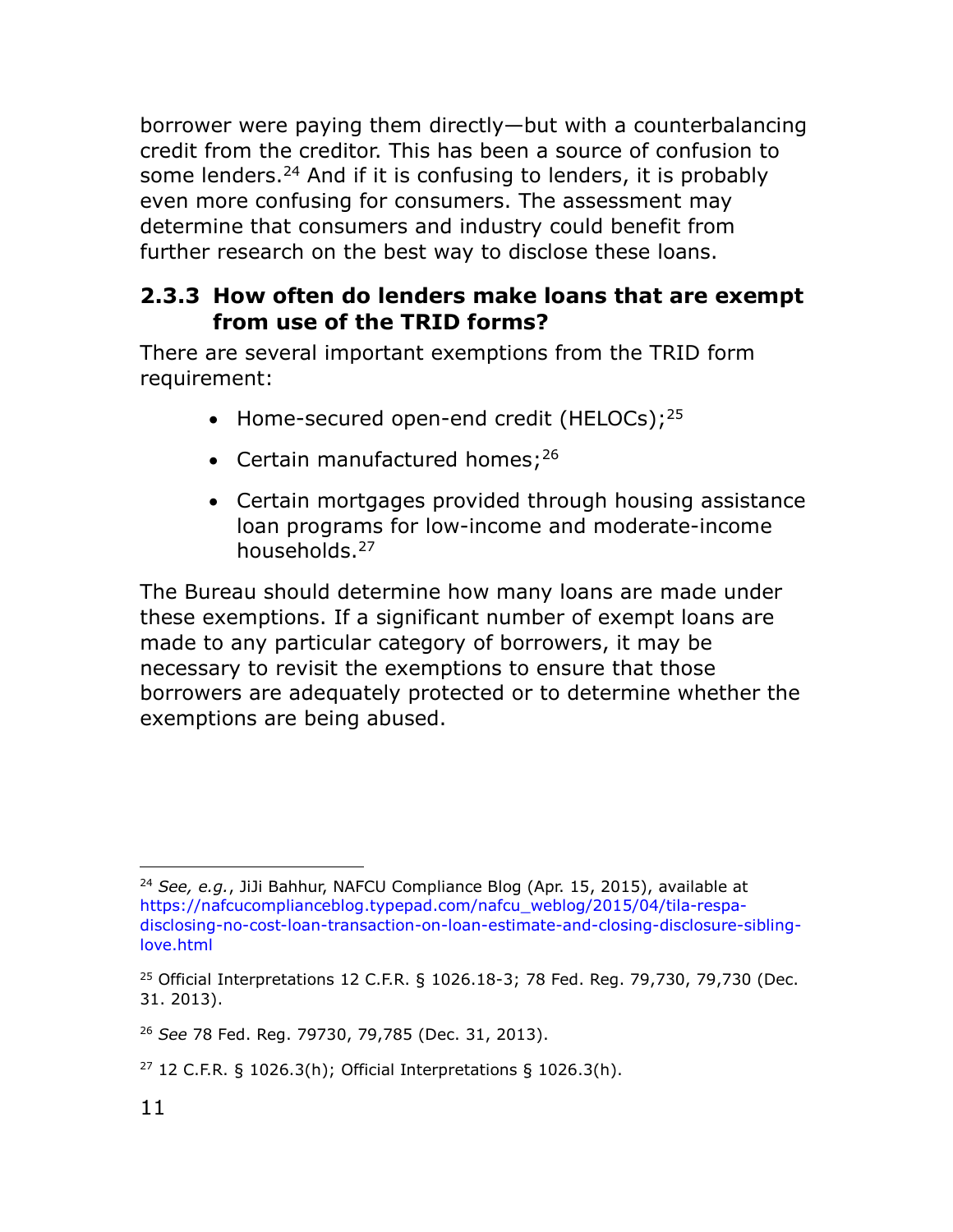borrower were paying them directly—but with a counterbalancing credit from the creditor. This has been a source of confusion to some lenders.[24] And if it is confusing to lenders, it is probably even more confusing for consumers. The assessment may determine that consumers and industry could benefit from further research on the best way to disclose these loans.

### 2.3.3 How often do lenders make loans that are exempt from use of the TRID forms?

There are several important exemptions from the TRID form requirement:

- Home-secured open-end credit (HELOCs);[25]
- Certain manufactured homes;[26]
- Certain mortgages provided through housing assistance loan programs for low-income and moderate-income households.[27]

The Bureau should determine how many loans are made under these exemptions. If a significant number of exempt loans are made to any particular category of borrowers, it may be necessary to revisit the exemptions to ensure that those borrowers are adequately protected or to determine whether the exemptions are being abused.

---

[24] *See, e.g.*, JiJi Bahhur, NAFCU Compliance Blog (Apr. 15, 2015), available at https://nafcucomplianceblog.typepad.com/nafcu_weblog/2015/04/tila-respa-disclosing-no-cost-loan-transaction-on-loan-estimate-and-closing-disclosure-sibling-love.html

[25] Official Interpretations 12 C.F.R. § 1026.18-3; 78 Fed. Reg. 79,730, 79,730 (Dec. 31. 2013).

[26] *See* 78 Fed. Reg. 79730, 79,785 (Dec. 31, 2013).

[27] 12 C.F.R. § 1026.3(h); Official Interpretations § 1026.3(h).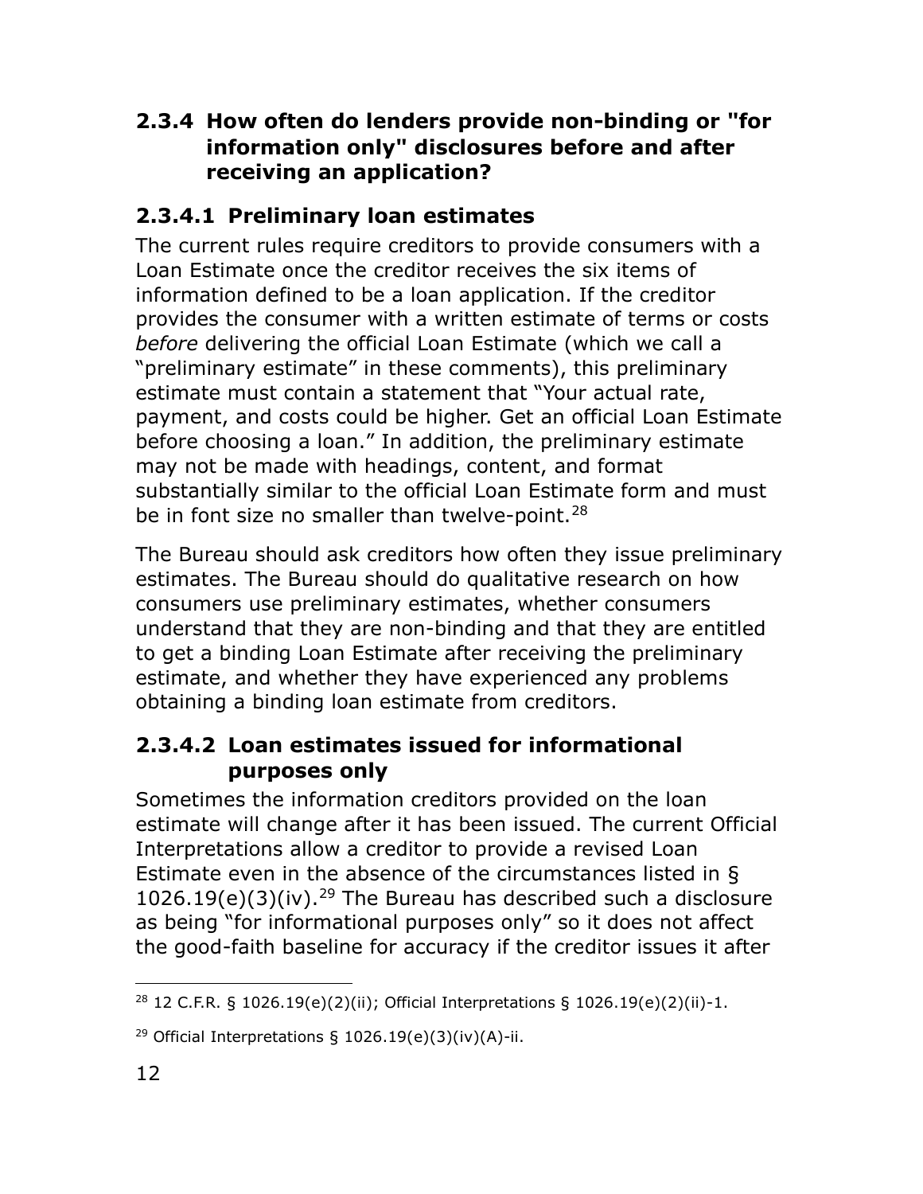### 2.3.4 How often do lenders provide non-binding or "for information only" disclosures before and after receiving an application?

#### 2.3.4.1 Preliminary loan estimates

The current rules require creditors to provide consumers with a Loan Estimate once the creditor receives the six items of information defined to be a loan application. If the creditor provides the consumer with a written estimate of terms or costs *before* delivering the official Loan Estimate (which we call a "preliminary estimate" in these comments), this preliminary estimate must contain a statement that "Your actual rate, payment, and costs could be higher. Get an official Loan Estimate before choosing a loan." In addition, the preliminary estimate may not be made with headings, content, and format substantially similar to the official Loan Estimate form and must be in font size no smaller than twelve-point.[28]

The Bureau should ask creditors how often they issue preliminary estimates. The Bureau should do qualitative research on how consumers use preliminary estimates, whether consumers understand that they are non-binding and that they are entitled to get a binding Loan Estimate after receiving the preliminary estimate, and whether they have experienced any problems obtaining a binding loan estimate from creditors.

#### 2.3.4.2 Loan estimates issued for informational purposes only

Sometimes the information creditors provided on the loan estimate will change after it has been issued. The current Official Interpretations allow a creditor to provide a revised Loan Estimate even in the absence of the circumstances listed in § 1026.19(e)(3)(iv).[29] The Bureau has described such a disclosure as being "for informational purposes only" so it does not affect the good-faith baseline for accuracy if the creditor issues it after

---

[28] 12 C.F.R. § 1026.19(e)(2)(ii); Official Interpretations § 1026.19(e)(2)(ii)-1.

[29] Official Interpretations § 1026.19(e)(3)(iv)(A)-ii.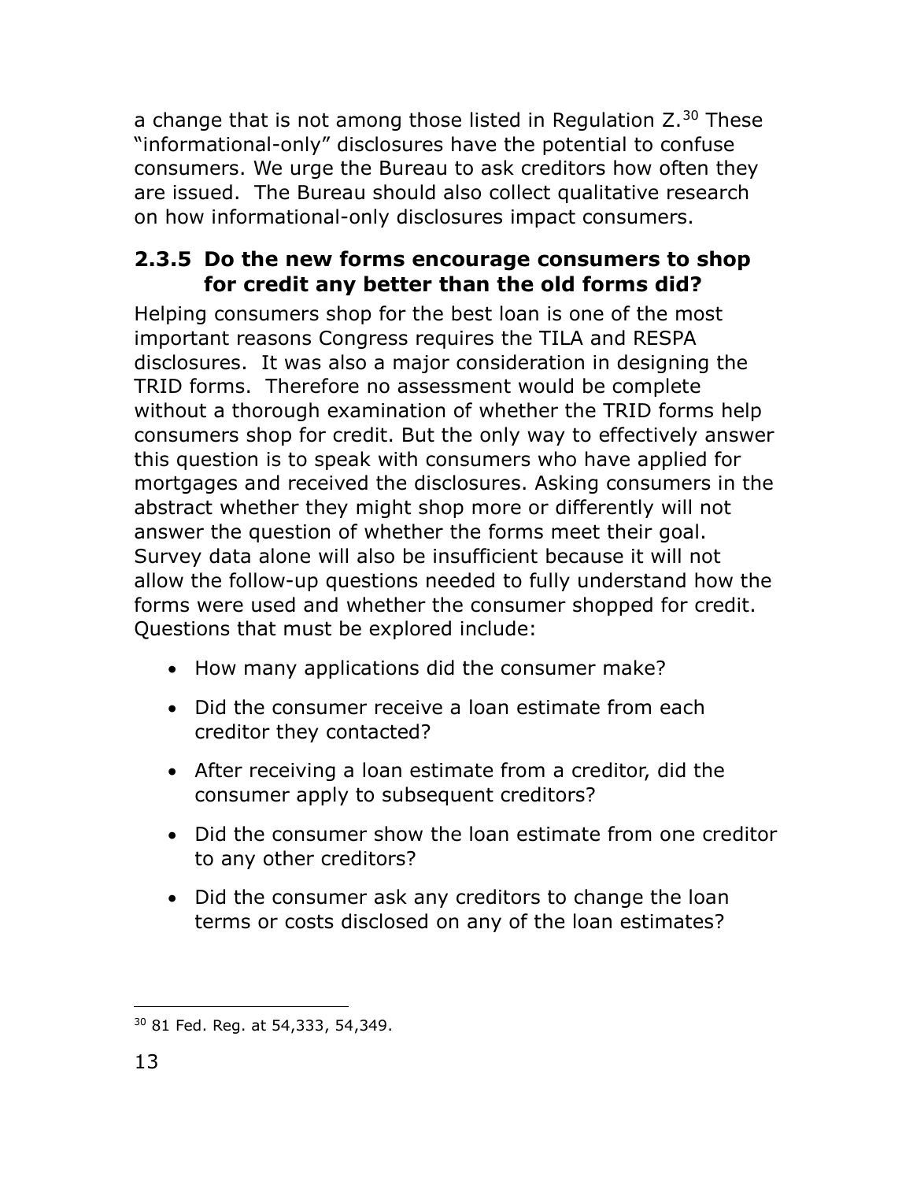a change that is not among those listed in Regulation Z.[30] These "informational-only" disclosures have the potential to confuse consumers. We urge the Bureau to ask creditors how often they are issued. The Bureau should also collect qualitative research on how informational-only disclosures impact consumers.

### 2.3.5 Do the new forms encourage consumers to shop for credit any better than the old forms did?

Helping consumers shop for the best loan is one of the most important reasons Congress requires the TILA and RESPA disclosures. It was also a major consideration in designing the TRID forms. Therefore no assessment would be complete without a thorough examination of whether the TRID forms help consumers shop for credit. But the only way to effectively answer this question is to speak with consumers who have applied for mortgages and received the disclosures. Asking consumers in the abstract whether they might shop more or differently will not answer the question of whether the forms meet their goal. Survey data alone will also be insufficient because it will not allow the follow-up questions needed to fully understand how the forms were used and whether the consumer shopped for credit. Questions that must be explored include:

- How many applications did the consumer make?
- Did the consumer receive a loan estimate from each creditor they contacted?
- After receiving a loan estimate from a creditor, did the consumer apply to subsequent creditors?
- Did the consumer show the loan estimate from one creditor to any other creditors?
- Did the consumer ask any creditors to change the loan terms or costs disclosed on any of the loan estimates?

---

[30] 81 Fed. Reg. at 54,333, 54,349.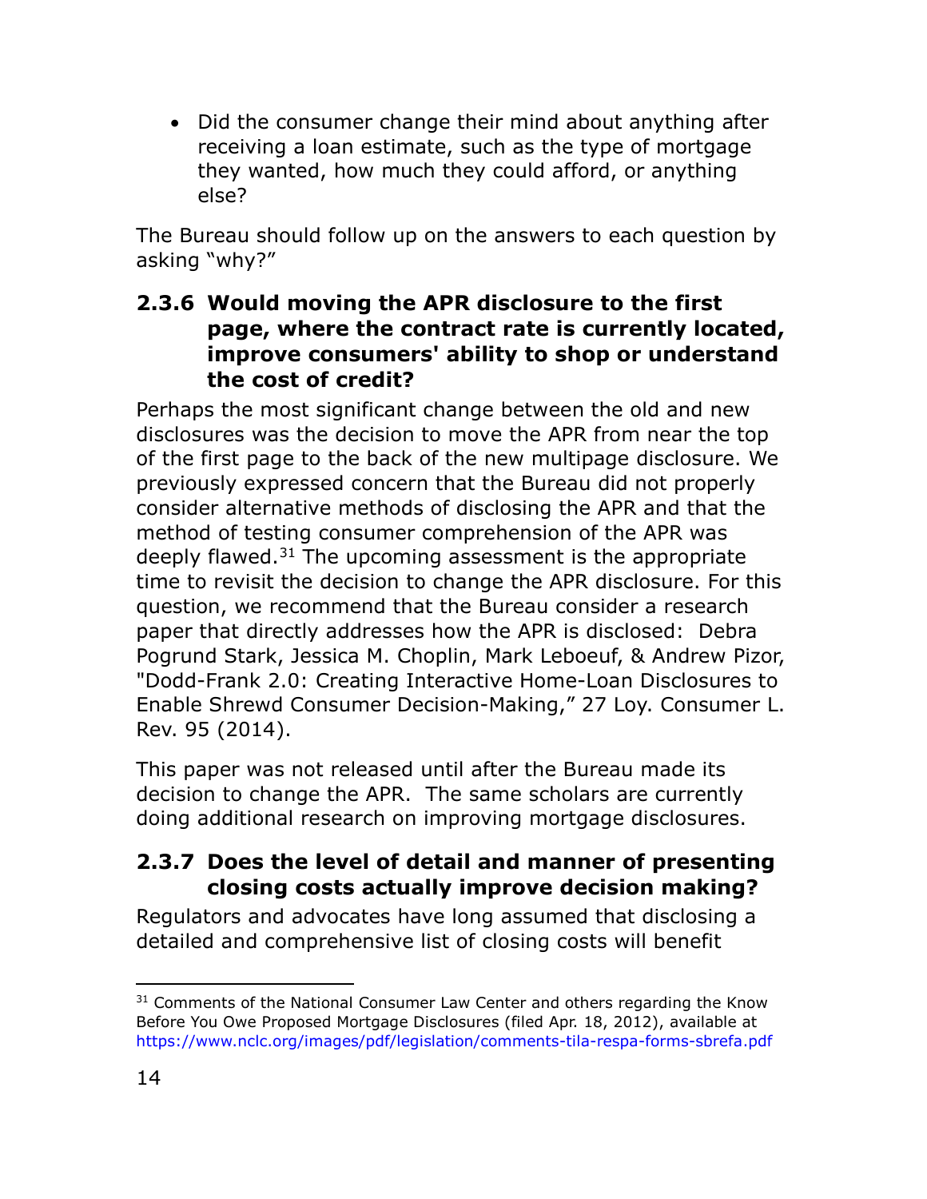- Did the consumer change their mind about anything after receiving a loan estimate, such as the type of mortgage they wanted, how much they could afford, or anything else?

The Bureau should follow up on the answers to each question by asking "why?"

### 2.3.6 Would moving the APR disclosure to the first page, where the contract rate is currently located, improve consumers' ability to shop or understand the cost of credit?

Perhaps the most significant change between the old and new disclosures was the decision to move the APR from near the top of the first page to the back of the new multipage disclosure. We previously expressed concern that the Bureau did not properly consider alternative methods of disclosing the APR and that the method of testing consumer comprehension of the APR was deeply flawed.[31] The upcoming assessment is the appropriate time to revisit the decision to change the APR disclosure. For this question, we recommend that the Bureau consider a research paper that directly addresses how the APR is disclosed: Debra Pogrund Stark, Jessica M. Choplin, Mark Leboeuf, & Andrew Pizor, "Dodd-Frank 2.0: Creating Interactive Home-Loan Disclosures to Enable Shrewd Consumer Decision-Making," 27 Loy. Consumer L. Rev. 95 (2014).

This paper was not released until after the Bureau made its decision to change the APR. The same scholars are currently doing additional research on improving mortgage disclosures.

### 2.3.7 Does the level of detail and manner of presenting closing costs actually improve decision making?

Regulators and advocates have long assumed that disclosing a detailed and comprehensive list of closing costs will benefit

---

[31] Comments of the National Consumer Law Center and others regarding the Know Before You Owe Proposed Mortgage Disclosures (filed Apr. 18, 2012), available at https://www.nclc.org/images/pdf/legislation/comments-tila-respa-forms-sbrefa.pdf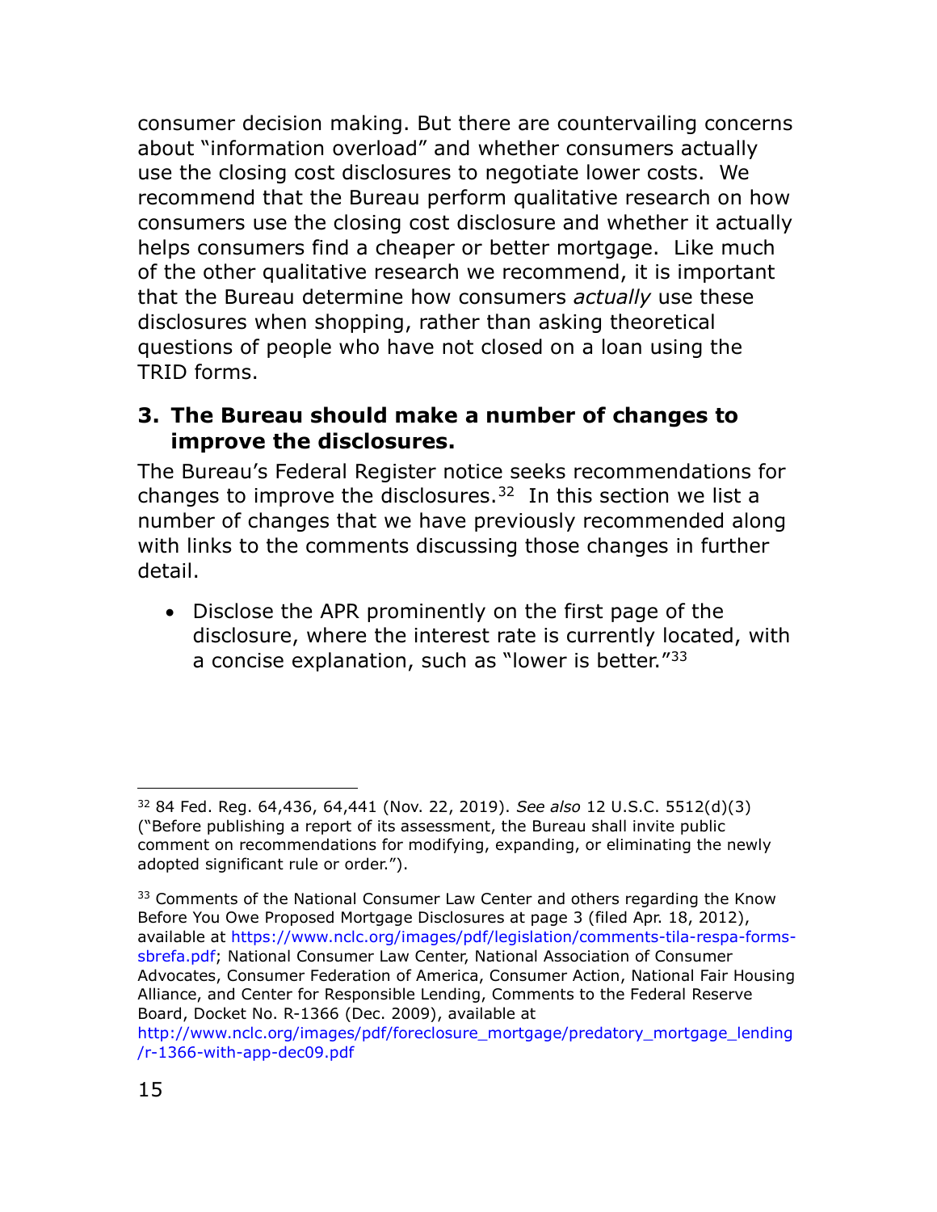consumer decision making. But there are countervailing concerns about "information overload" and whether consumers actually use the closing cost disclosures to negotiate lower costs. We recommend that the Bureau perform qualitative research on how consumers use the closing cost disclosure and whether it actually helps consumers find a cheaper or better mortgage. Like much of the other qualitative research we recommend, it is important that the Bureau determine how consumers *actually* use these disclosures when shopping, rather than asking theoretical questions of people who have not closed on a loan using the TRID forms.

### 3. The Bureau should make a number of changes to improve the disclosures.

The Bureau's Federal Register notice seeks recommendations for changes to improve the disclosures.[32] In this section we list a number of changes that we have previously recommended along with links to the comments discussing those changes in further detail.

- Disclose the APR prominently on the first page of the disclosure, where the interest rate is currently located, with a concise explanation, such as "lower is better."[33]

---

[32] 84 Fed. Reg. 64,436, 64,441 (Nov. 22, 2019). *See also* 12 U.S.C. 5512(d)(3) ("Before publishing a report of its assessment, the Bureau shall invite public comment on recommendations for modifying, expanding, or eliminating the newly adopted significant rule or order.").

[33] Comments of the National Consumer Law Center and others regarding the Know Before You Owe Proposed Mortgage Disclosures at page 3 (filed Apr. 18, 2012), available at https://www.nclc.org/images/pdf/legislation/comments-tila-respa-forms-sbrefa.pdf; National Consumer Law Center, National Association of Consumer Advocates, Consumer Federation of America, Consumer Action, National Fair Housing Alliance, and Center for Responsible Lending, Comments to the Federal Reserve Board, Docket No. R-1366 (Dec. 2009), available at http://www.nclc.org/images/pdf/foreclosure_mortgage/predatory_mortgage_lending/r-1366-with-app-dec09.pdf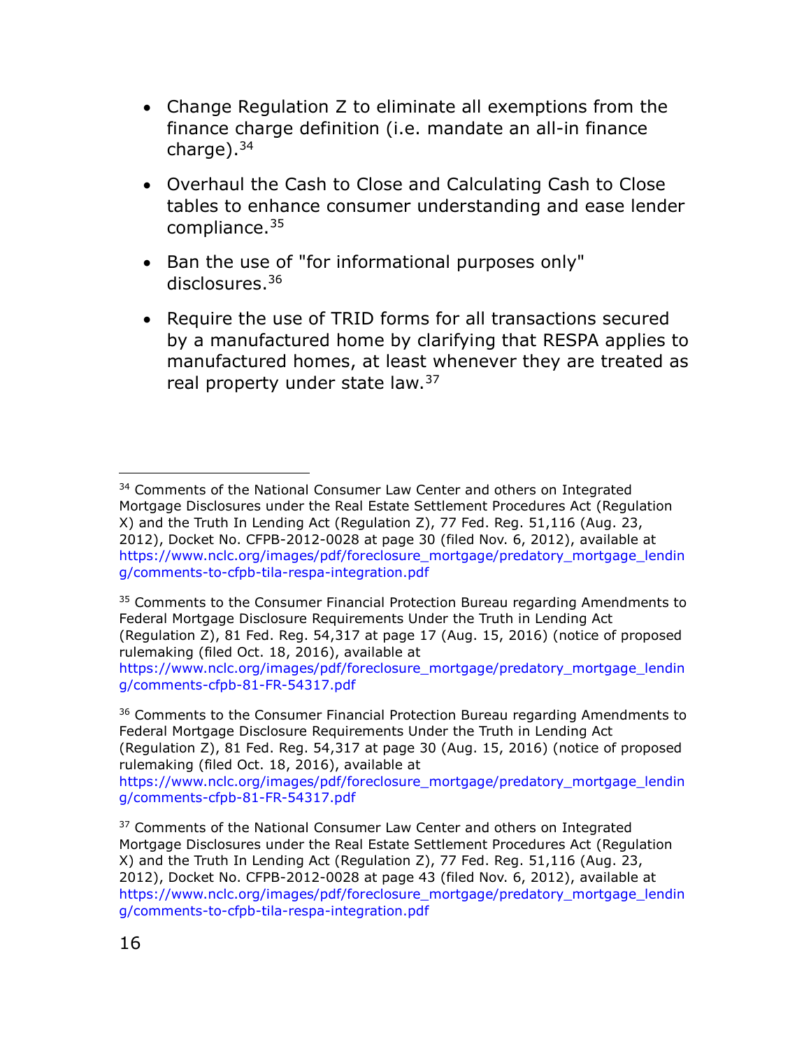- Change Regulation Z to eliminate all exemptions from the finance charge definition (i.e. mandate an all-in finance charge).[34]

- Overhaul the Cash to Close and Calculating Cash to Close tables to enhance consumer understanding and ease lender compliance.[35]

- Ban the use of "for informational purposes only" disclosures.[36]

- Require the use of TRID forms for all transactions secured by a manufactured home by clarifying that RESPA applies to manufactured homes, at least whenever they are treated as real property under state law.[37]

---

[34] Comments of the National Consumer Law Center and others on Integrated Mortgage Disclosures under the Real Estate Settlement Procedures Act (Regulation X) and the Truth In Lending Act (Regulation Z), 77 Fed. Reg. 51,116 (Aug. 23, 2012), Docket No. CFPB-2012-0028 at page 30 (filed Nov. 6, 2012), available at https://www.nclc.org/images/pdf/foreclosure_mortgage/predatory_mortgage_lending/comments-to-cfpb-tila-respa-integration.pdf

[35] Comments to the Consumer Financial Protection Bureau regarding Amendments to Federal Mortgage Disclosure Requirements Under the Truth in Lending Act (Regulation Z), 81 Fed. Reg. 54,317 at page 17 (Aug. 15, 2016) (notice of proposed rulemaking (filed Oct. 18, 2016), available at https://www.nclc.org/images/pdf/foreclosure_mortgage/predatory_mortgage_lending/comments-cfpb-81-FR-54317.pdf

[36] Comments to the Consumer Financial Protection Bureau regarding Amendments to Federal Mortgage Disclosure Requirements Under the Truth in Lending Act (Regulation Z), 81 Fed. Reg. 54,317 at page 30 (Aug. 15, 2016) (notice of proposed rulemaking (filed Oct. 18, 2016), available at https://www.nclc.org/images/pdf/foreclosure_mortgage/predatory_mortgage_lending/comments-cfpb-81-FR-54317.pdf

[37] Comments of the National Consumer Law Center and others on Integrated Mortgage Disclosures under the Real Estate Settlement Procedures Act (Regulation X) and the Truth In Lending Act (Regulation Z), 77 Fed. Reg. 51,116 (Aug. 23, 2012), Docket No. CFPB-2012-0028 at page 43 (filed Nov. 6, 2012), available at https://www.nclc.org/images/pdf/foreclosure_mortgage/predatory_mortgage_lending/comments-to-cfpb-tila-respa-integration.pdf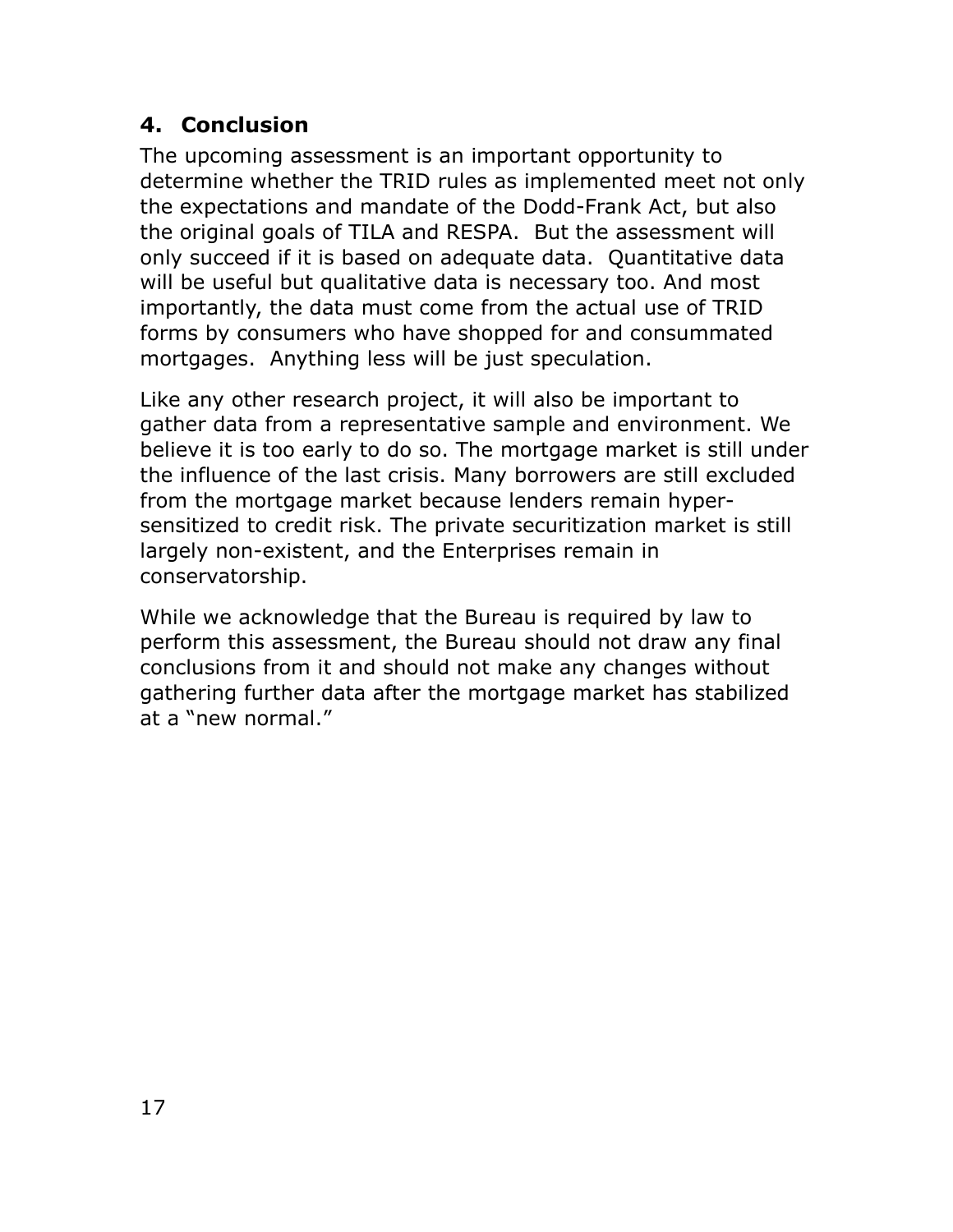## 4. Conclusion

The upcoming assessment is an important opportunity to determine whether the TRID rules as implemented meet not only the expectations and mandate of the Dodd-Frank Act, but also the original goals of TILA and RESPA. But the assessment will only succeed if it is based on adequate data. Quantitative data will be useful but qualitative data is necessary too. And most importantly, the data must come from the actual use of TRID forms by consumers who have shopped for and consummated mortgages. Anything less will be just speculation.

Like any other research project, it will also be important to gather data from a representative sample and environment. We believe it is too early to do so. The mortgage market is still under the influence of the last crisis. Many borrowers are still excluded from the mortgage market because lenders remain hyper-sensitized to credit risk. The private securitization market is still largely non-existent, and the Enterprises remain in conservatorship.

While we acknowledge that the Bureau is required by law to perform this assessment, the Bureau should not draw any final conclusions from it and should not make any changes without gathering further data after the mortgage market has stabilized at a "new normal."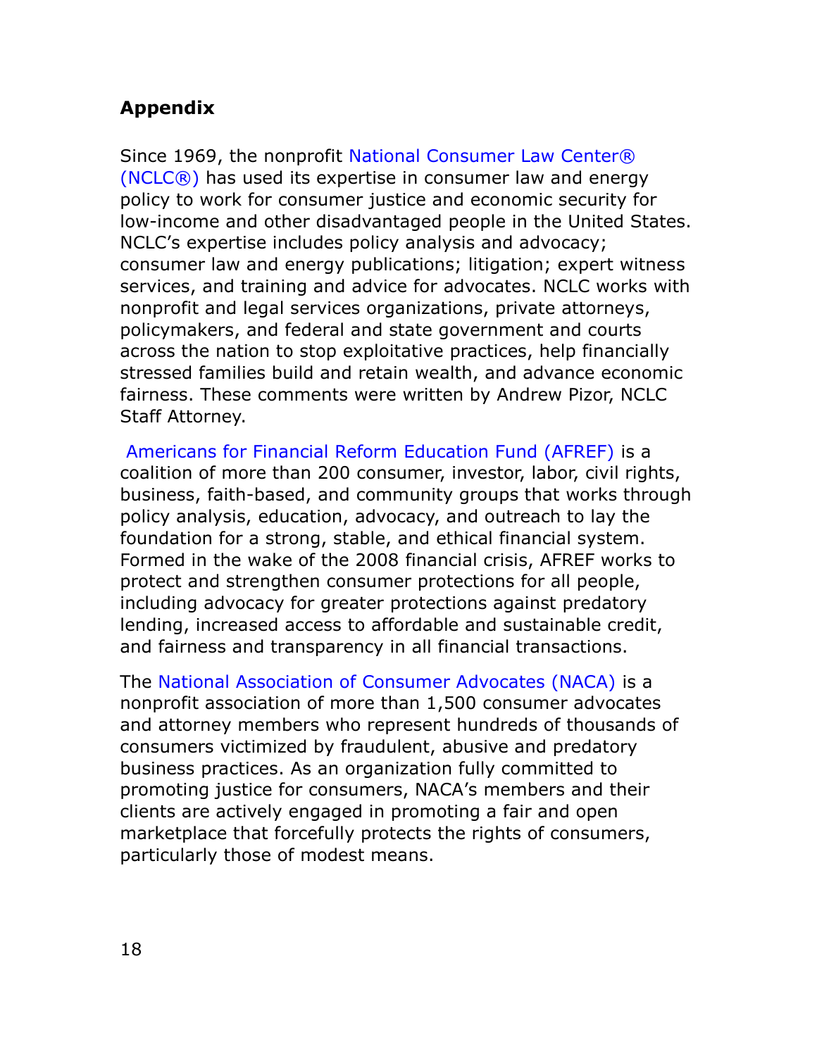## Appendix

Since 1969, the nonprofit National Consumer Law Center® (NCLC®) has used its expertise in consumer law and energy policy to work for consumer justice and economic security for low-income and other disadvantaged people in the United States. NCLC's expertise includes policy analysis and advocacy; consumer law and energy publications; litigation; expert witness services, and training and advice for advocates. NCLC works with nonprofit and legal services organizations, private attorneys, policymakers, and federal and state government and courts across the nation to stop exploitative practices, help financially stressed families build and retain wealth, and advance economic fairness. These comments were written by Andrew Pizor, NCLC Staff Attorney.

Americans for Financial Reform Education Fund (AFREF) is a coalition of more than 200 consumer, investor, labor, civil rights, business, faith-based, and community groups that works through policy analysis, education, advocacy, and outreach to lay the foundation for a strong, stable, and ethical financial system. Formed in the wake of the 2008 financial crisis, AFREF works to protect and strengthen consumer protections for all people, including advocacy for greater protections against predatory lending, increased access to affordable and sustainable credit, and fairness and transparency in all financial transactions.

The National Association of Consumer Advocates (NACA) is a nonprofit association of more than 1,500 consumer advocates and attorney members who represent hundreds of thousands of consumers victimized by fraudulent, abusive and predatory business practices. As an organization fully committed to promoting justice for consumers, NACA's members and their clients are actively engaged in promoting a fair and open marketplace that forcefully protects the rights of consumers, particularly those of modest means.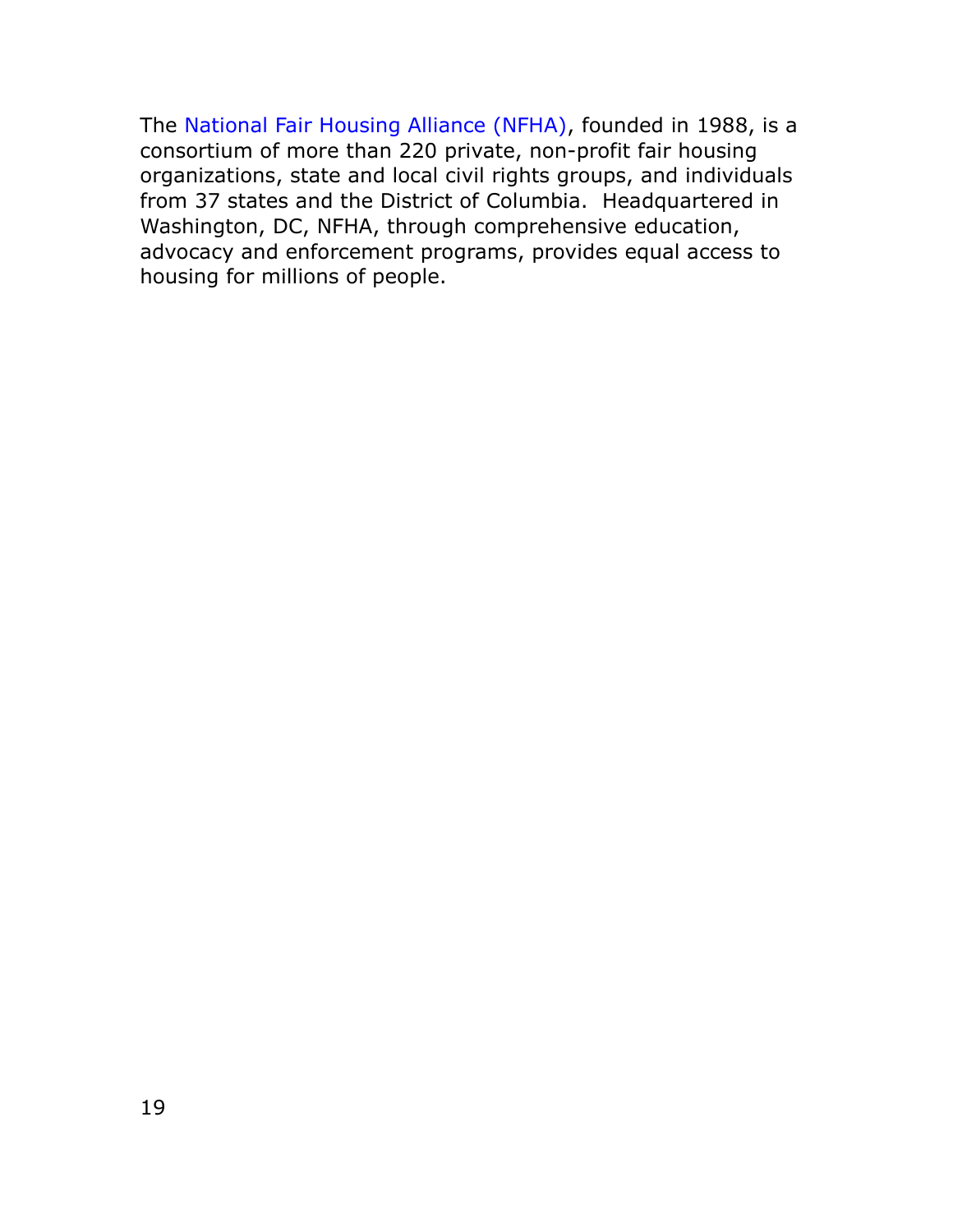The National Fair Housing Alliance (NFHA), founded in 1988, is a consortium of more than 220 private, non-profit fair housing organizations, state and local civil rights groups, and individuals from 37 states and the District of Columbia. Headquartered in Washington, DC, NFHA, through comprehensive education, advocacy and enforcement programs, provides equal access to housing for millions of people.